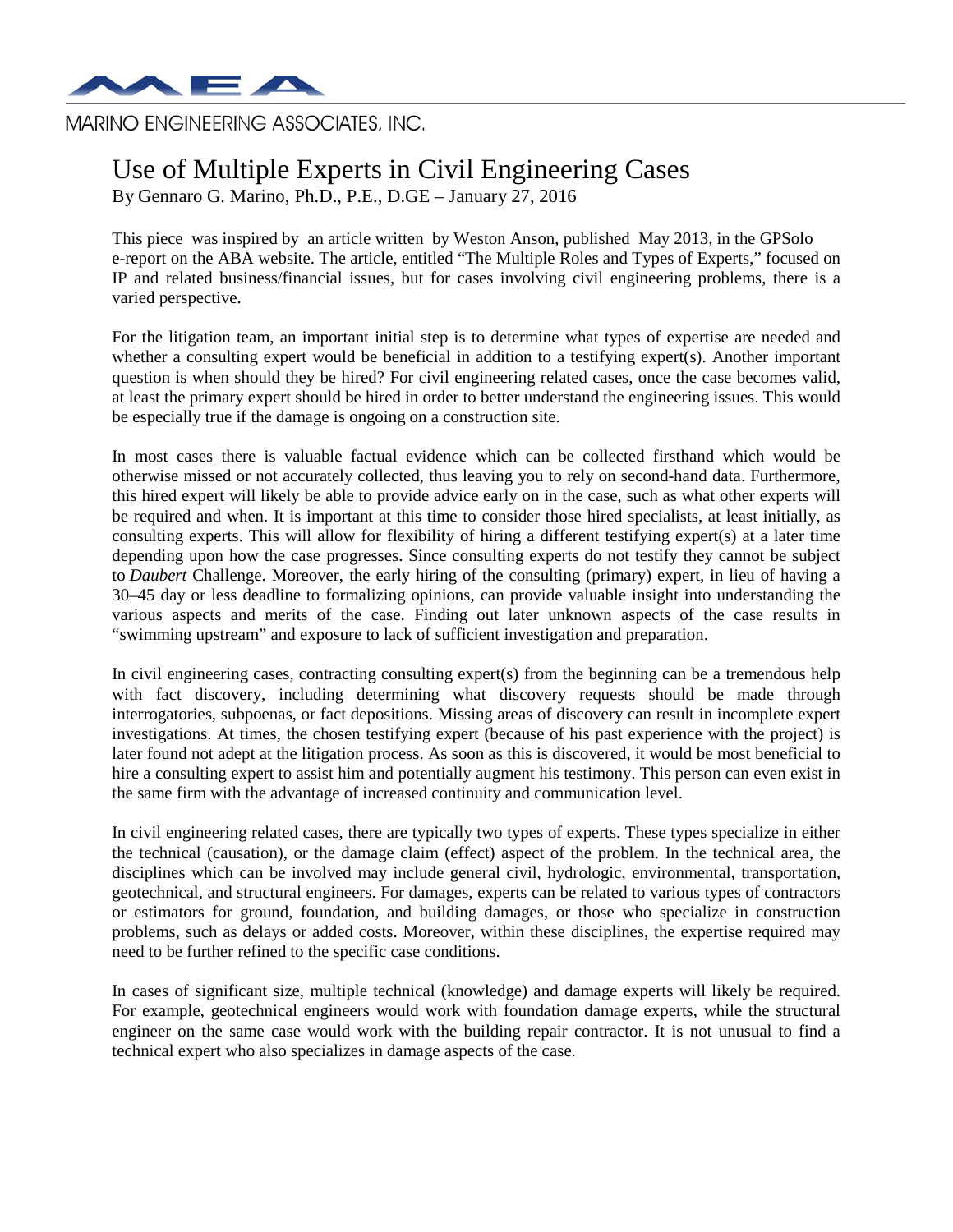MARINO ENGINEERING ASSOCIATES, INC.

# Use of Multiple Experts in Civil Engineering Cases

By Gennaro G. Marino, Ph.D., P.E., D.GE – January 27, 2016

This piece was inspired by an article written by Weston Anson, published May 2013, in the GPSolo e-report on the ABA website. The article, entitled "The Multiple Roles and Types of Experts," focused on IP and related business/financial issues, but for cases involving civil engineering problems, there is a varied perspective.

For the litigation team, an important initial step is to determine what types of expertise are needed and whether a consulting expert would be beneficial in addition to a testifying expert(s). Another important question is when should they be hired? For civil engineering related cases, once the case becomes valid, at least the primary expert should be hired in order to better understand the engineering issues. This would be especially true if the damage is ongoing on a construction site.

In most cases there is valuable factual evidence which can be collected firsthand which would be otherwise missed or not accurately collected, thus leaving you to rely on second-hand data. Furthermore, this hired expert will likely be able to provide advice early on in the case, such as what other experts will be required and when. It is important at this time to consider those hired specialists, at least initially, as consulting experts. This will allow for flexibility of hiring a different testifying expert(s) at a later time depending upon how the case progresses. Since consulting experts do not testify they cannot be subject to *Daubert* Challenge. Moreover, the early hiring of the consulting (primary) expert, in lieu of having a 30–45 day or less deadline to formalizing opinions, can provide valuable insight into understanding the various aspects and merits of the case. Finding out later unknown aspects of the case results in "swimming upstream" and exposure to lack of sufficient investigation and preparation.

In civil engineering cases, contracting consulting expert(s) from the beginning can be a tremendous help with fact discovery, including determining what discovery requests should be made through interrogatories, subpoenas, or fact depositions. Missing areas of discovery can result in incomplete expert investigations. At times, the chosen testifying expert (because of his past experience with the project) is later found not adept at the litigation process. As soon as this is discovered, it would be most beneficial to hire a consulting expert to assist him and potentially augment his testimony. This person can even exist in the same firm with the advantage of increased continuity and communication level.

In civil engineering related cases, there are typically two types of experts. These types specialize in either the technical (causation), or the damage claim (effect) aspect of the problem. In the technical area, the disciplines which can be involved may include general civil, hydrologic, environmental, transportation, geotechnical, and structural engineers. For damages, experts can be related to various types of contractors or estimators for ground, foundation, and building damages, or those who specialize in construction problems, such as delays or added costs. Moreover, within these disciplines, the expertise required may need to be further refined to the specific case conditions.

In cases of significant size, multiple technical (knowledge) and damage experts will likely be required. For example, geotechnical engineers would work with foundation damage experts, while the structural engineer on the same case would work with the building repair contractor. It is not unusual to find a technical expert who also specializes in damage aspects of the case.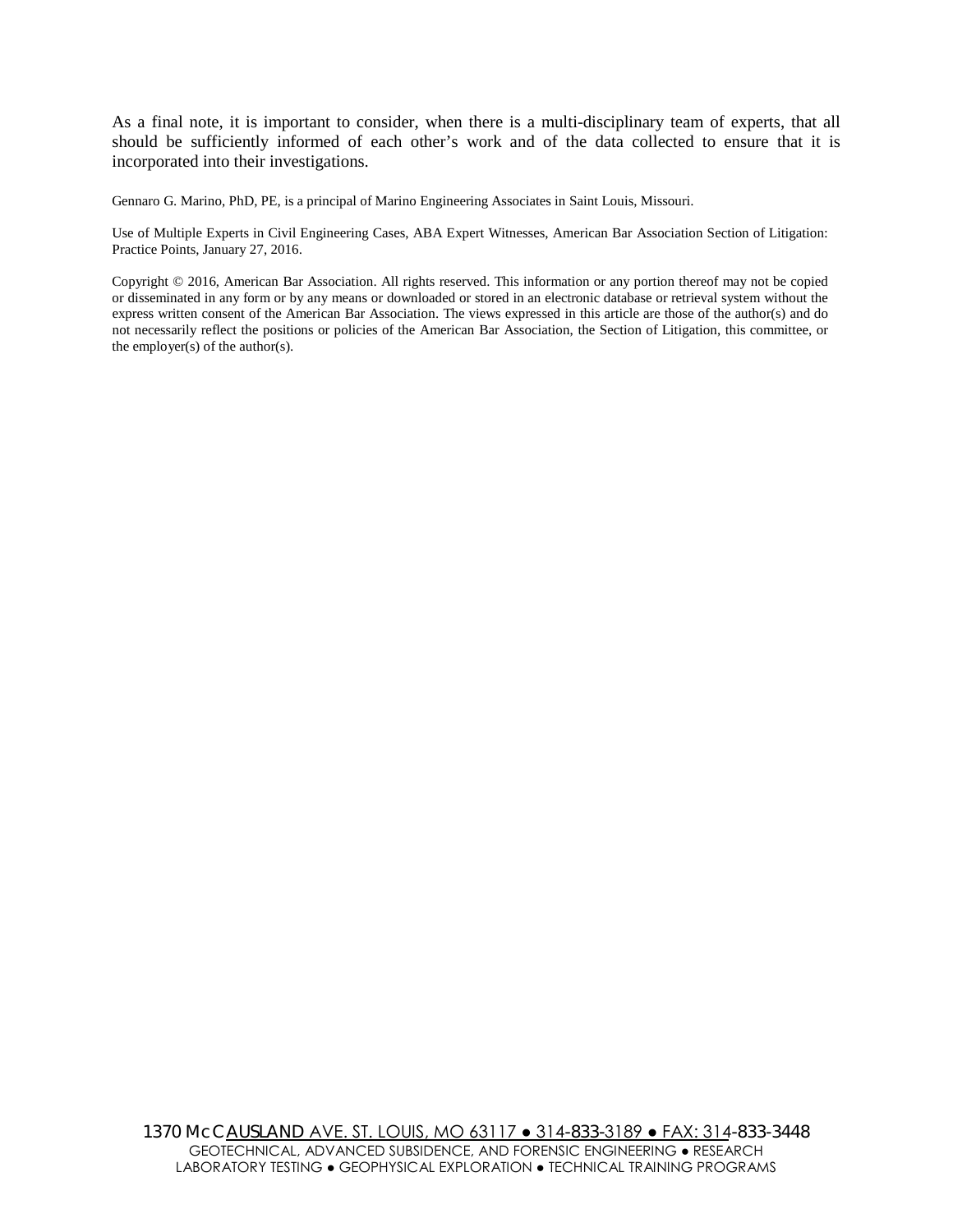As a final note, it is important to consider, when there is a multi-disciplinary team of experts, that all should be sufficiently informed of each other's work and of the data collected to ensure that it is incorporated into their investigations.

Gennaro G. Marino, PhD, PE, is a principal of Marino Engineering Associates in Saint Louis, Missouri.

Use of Multiple Experts in Civil Engineering Cases, ABA Expert Witnesses, American Bar Association Section of Litigation: Practice Points, January 27, 2016.

Copyright © 2016, American Bar Association. All rights reserved. This information or any portion thereof may not be copied or disseminated in any form or by any means or downloaded or stored in an electronic database or retrieval system without the express written consent of the American Bar Association. The views expressed in this article are those of the author(s) and do not necessarily reflect the positions or policies of the American Bar Association, the Section of Litigation, this committee, or the employer(s) of the author(s).